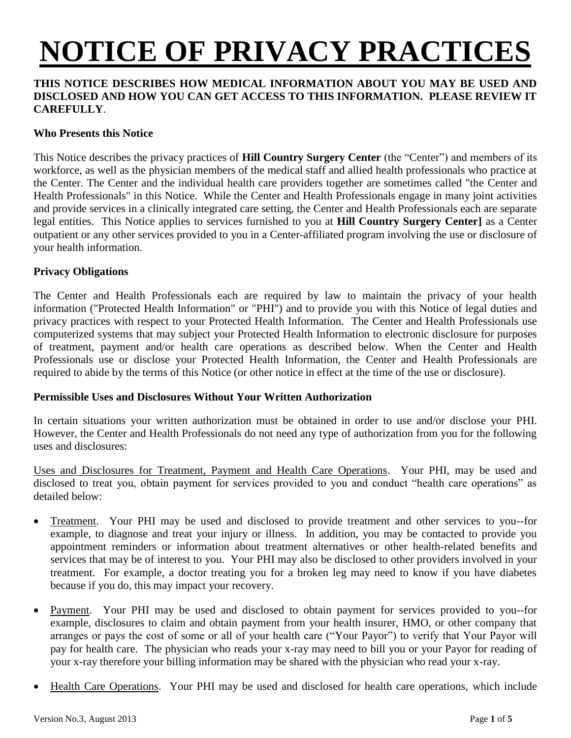# NOTICE OF PRIVACY PRACTICES

**THIS NOTICE DESCRIBES HOW MEDICAL INFORMATION ABOUT YOU MAY BE USED AND DISCLOSED AND HOW YOU CAN GET ACCESS TO THIS INFORMATION. PLEASE REVIEW IT CAREFULLY**.

### Who Presents this Notice

This Notice describes the privacy practices of **Hill Country Surgery Center** (the "Center") and members of its workforce, as well as the physician members of the medical staff and allied health professionals who practice at the Center. The Center and the individual health care providers together are sometimes called "the Center and Health Professionals" in this Notice. While the Center and Health Professionals engage in many joint activities and provide services in a clinically integrated care setting, the Center and Health Professionals each are separate legal entities. This Notice applies to services furnished to you at **Hill Country Surgery Center]** as a Center outpatient or any other services provided to you in a Center-affiliated program involving the use or disclosure of your health information.

### Privacy Obligations

The Center and Health Professionals each are required by law to maintain the privacy of your health information ("Protected Health Information" or "PHI") and to provide you with this Notice of legal duties and privacy practices with respect to your Protected Health Information. The Center and Health Professionals use computerized systems that may subject your Protected Health Information to electronic disclosure for purposes of treatment, payment and/or health care operations as described below. When the Center and Health Professionals use or disclose your Protected Health Information, the Center and Health Professionals are required to abide by the terms of this Notice (or other notice in effect at the time of the use or disclosure).

### Permissible Uses and Disclosures Without Your Written Authorization

In certain situations your written authorization must be obtained in order to use and/or disclose your PHI. However, the Center and Health Professionals do not need any type of authorization from you for the following uses and disclosures:

Uses and Disclosures for Treatment, Payment and Health Care Operations. Your PHI, may be used and disclosed to treat you, obtain payment for services provided to you and conduct "health care operations" as detailed below:

- Treatment. Your PHI may be used and disclosed to provide treatment and other services to you--for example, to diagnose and treat your injury or illness. In addition, you may be contacted to provide you appointment reminders or information about treatment alternatives or other health-related benefits and services that may be of interest to you. Your PHI may also be disclosed to other providers involved in your treatment. For example, a doctor treating you for a broken leg may need to know if you have diabetes because if you do, this may impact your recovery.

- Payment. Your PHI may be used and disclosed to obtain payment for services provided to you--for example, disclosures to claim and obtain payment from your health insurer, HMO, or other company that arranges or pays the cost of some or all of your health care ("Your Payor") to verify that Your Payor will pay for health care. The physician who reads your x-ray may need to bill you or your Payor for reading of your x-ray therefore your billing information may be shared with the physician who read your x-ray.

- Health Care Operations. Your PHI may be used and disclosed for health care operations, which include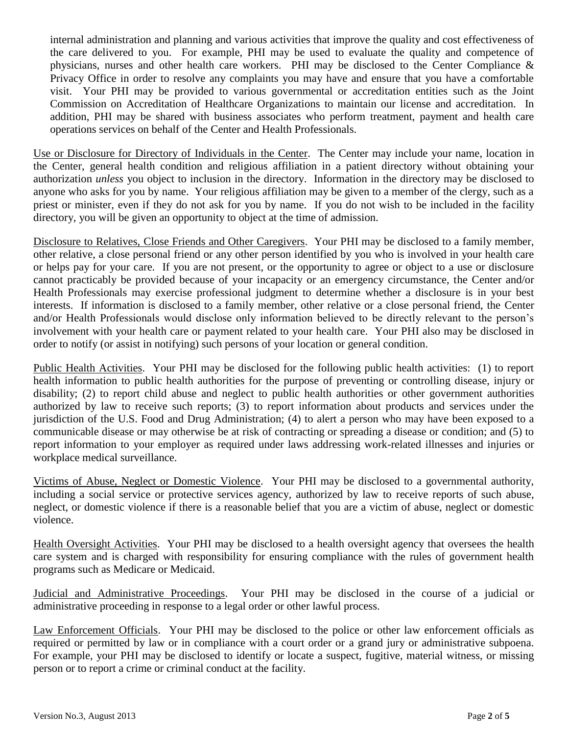internal administration and planning and various activities that improve the quality and cost effectiveness of the care delivered to you. For example, PHI may be used to evaluate the quality and competence of physicians, nurses and other health care workers. PHI may be disclosed to the Center Compliance & Privacy Office in order to resolve any complaints you may have and ensure that you have a comfortable visit. Your PHI may be provided to various governmental or accreditation entities such as the Joint Commission on Accreditation of Healthcare Organizations to maintain our license and accreditation. In addition, PHI may be shared with business associates who perform treatment, payment and health care operations services on behalf of the Center and Health Professionals.

Use or Disclosure for Directory of Individuals in the Center. The Center may include your name, location in the Center, general health condition and religious affiliation in a patient directory without obtaining your authorization *unless* you object to inclusion in the directory. Information in the directory may be disclosed to anyone who asks for you by name. Your religious affiliation may be given to a member of the clergy, such as a priest or minister, even if they do not ask for you by name. If you do not wish to be included in the facility directory, you will be given an opportunity to object at the time of admission.

Disclosure to Relatives, Close Friends and Other Caregivers. Your PHI may be disclosed to a family member, other relative, a close personal friend or any other person identified by you who is involved in your health care or helps pay for your care. If you are not present, or the opportunity to agree or object to a use or disclosure cannot practicably be provided because of your incapacity or an emergency circumstance, the Center and/or Health Professionals may exercise professional judgment to determine whether a disclosure is in your best interests. If information is disclosed to a family member, other relative or a close personal friend, the Center and/or Health Professionals would disclose only information believed to be directly relevant to the person's involvement with your health care or payment related to your health care. Your PHI also may be disclosed in order to notify (or assist in notifying) such persons of your location or general condition.

Public Health Activities. Your PHI may be disclosed for the following public health activities: (1) to report health information to public health authorities for the purpose of preventing or controlling disease, injury or disability; (2) to report child abuse and neglect to public health authorities or other government authorities authorized by law to receive such reports; (3) to report information about products and services under the jurisdiction of the U.S. Food and Drug Administration; (4) to alert a person who may have been exposed to a communicable disease or may otherwise be at risk of contracting or spreading a disease or condition; and (5) to report information to your employer as required under laws addressing work-related illnesses and injuries or workplace medical surveillance.

Victims of Abuse, Neglect or Domestic Violence. Your PHI may be disclosed to a governmental authority, including a social service or protective services agency, authorized by law to receive reports of such abuse, neglect, or domestic violence if there is a reasonable belief that you are a victim of abuse, neglect or domestic violence.

Health Oversight Activities. Your PHI may be disclosed to a health oversight agency that oversees the health care system and is charged with responsibility for ensuring compliance with the rules of government health programs such as Medicare or Medicaid.

Judicial and Administrative Proceedings. Your PHI may be disclosed in the course of a judicial or administrative proceeding in response to a legal order or other lawful process.

Law Enforcement Officials. Your PHI may be disclosed to the police or other law enforcement officials as required or permitted by law or in compliance with a court order or a grand jury or administrative subpoena. For example, your PHI may be disclosed to identify or locate a suspect, fugitive, material witness, or missing person or to report a crime or criminal conduct at the facility.

Version No.3, August 2013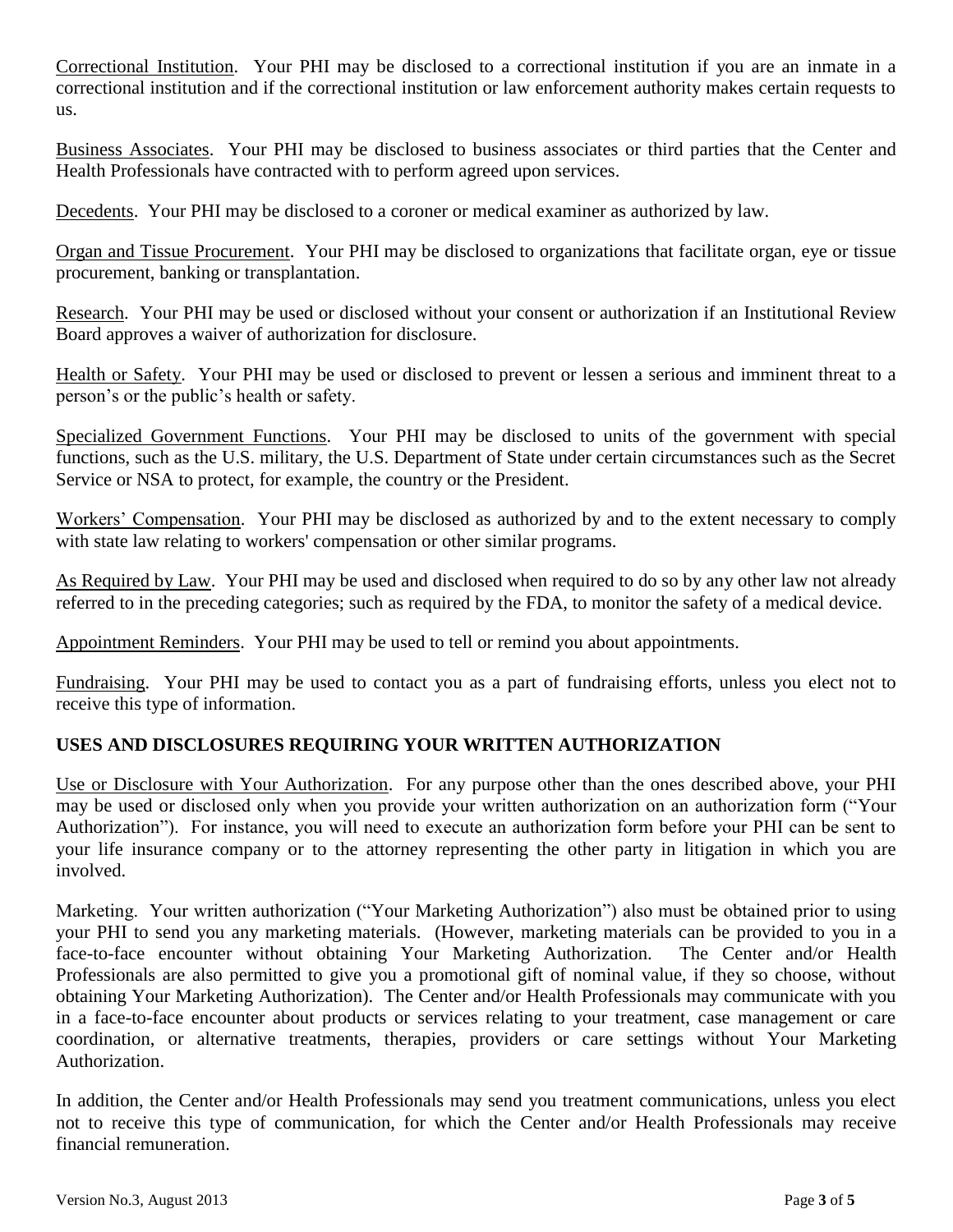Correctional Institution. Your PHI may be disclosed to a correctional institution if you are an inmate in a correctional institution and if the correctional institution or law enforcement authority makes certain requests to us.

Business Associates. Your PHI may be disclosed to business associates or third parties that the Center and Health Professionals have contracted with to perform agreed upon services.

Decedents. Your PHI may be disclosed to a coroner or medical examiner as authorized by law.

Organ and Tissue Procurement. Your PHI may be disclosed to organizations that facilitate organ, eye or tissue procurement, banking or transplantation.

Research. Your PHI may be used or disclosed without your consent or authorization if an Institutional Review Board approves a waiver of authorization for disclosure.

Health or Safety. Your PHI may be used or disclosed to prevent or lessen a serious and imminent threat to a person's or the public's health or safety.

Specialized Government Functions. Your PHI may be disclosed to units of the government with special functions, such as the U.S. military, the U.S. Department of State under certain circumstances such as the Secret Service or NSA to protect, for example, the country or the President.

Workers' Compensation. Your PHI may be disclosed as authorized by and to the extent necessary to comply with state law relating to workers' compensation or other similar programs.

As Required by Law. Your PHI may be used and disclosed when required to do so by any other law not already referred to in the preceding categories; such as required by the FDA, to monitor the safety of a medical device.

Appointment Reminders. Your PHI may be used to tell or remind you about appointments.

Fundraising. Your PHI may be used to contact you as a part of fundraising efforts, unless you elect not to receive this type of information.

## USES AND DISCLOSURES REQUIRING YOUR WRITTEN AUTHORIZATION

Use or Disclosure with Your Authorization. For any purpose other than the ones described above, your PHI may be used or disclosed only when you provide your written authorization on an authorization form ("Your Authorization"). For instance, you will need to execute an authorization form before your PHI can be sent to your life insurance company or to the attorney representing the other party in litigation in which you are involved.

Marketing. Your written authorization ("Your Marketing Authorization") also must be obtained prior to using your PHI to send you any marketing materials. (However, marketing materials can be provided to you in a face-to-face encounter without obtaining Your Marketing Authorization. The Center and/or Health Professionals are also permitted to give you a promotional gift of nominal value, if they so choose, without obtaining Your Marketing Authorization). The Center and/or Health Professionals may communicate with you in a face-to-face encounter about products or services relating to your treatment, case management or care coordination, or alternative treatments, therapies, providers or care settings without Your Marketing Authorization.

In addition, the Center and/or Health Professionals may send you treatment communications, unless you elect not to receive this type of communication, for which the Center and/or Health Professionals may receive financial remuneration.

Version No.3, August 2013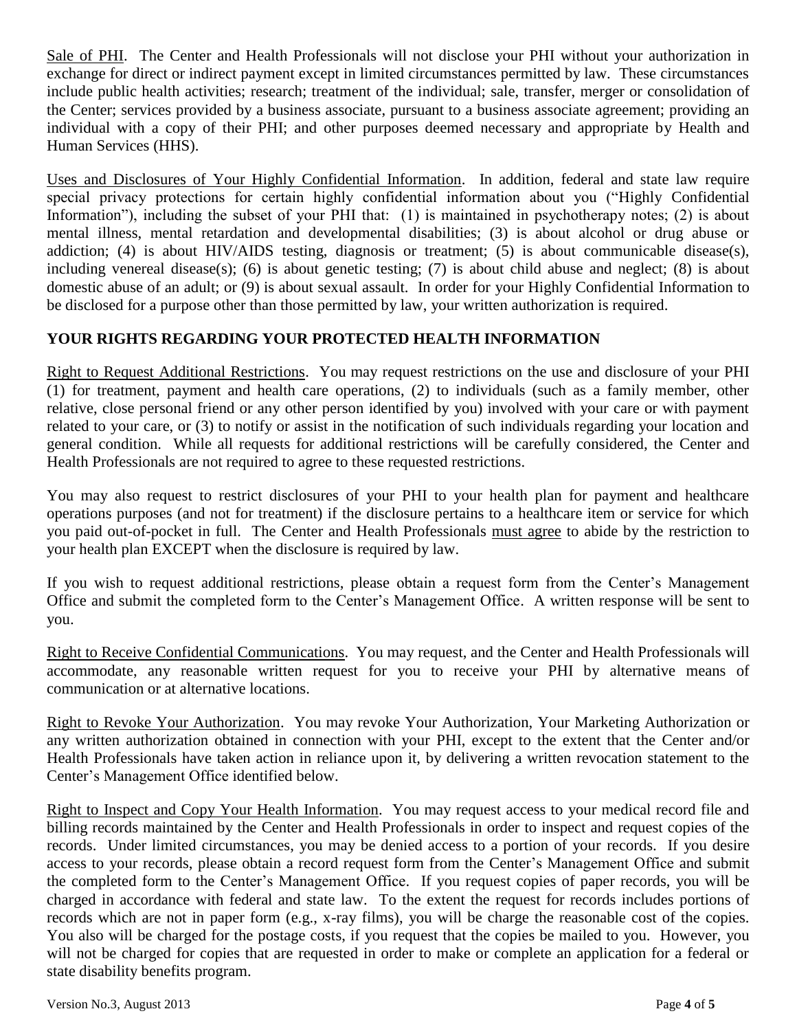Sale of PHI. The Center and Health Professionals will not disclose your PHI without your authorization in exchange for direct or indirect payment except in limited circumstances permitted by law. These circumstances include public health activities; research; treatment of the individual; sale, transfer, merger or consolidation of the Center; services provided by a business associate, pursuant to a business associate agreement; providing an individual with a copy of their PHI; and other purposes deemed necessary and appropriate by Health and Human Services (HHS).

Uses and Disclosures of Your Highly Confidential Information. In addition, federal and state law require special privacy protections for certain highly confidential information about you ("Highly Confidential Information"), including the subset of your PHI that: (1) is maintained in psychotherapy notes; (2) is about mental illness, mental retardation and developmental disabilities; (3) is about alcohol or drug abuse or addiction; (4) is about HIV/AIDS testing, diagnosis or treatment; (5) is about communicable disease(s), including venereal disease(s); (6) is about genetic testing; (7) is about child abuse and neglect; (8) is about domestic abuse of an adult; or (9) is about sexual assault. In order for your Highly Confidential Information to be disclosed for a purpose other than those permitted by law, your written authorization is required.

## YOUR RIGHTS REGARDING YOUR PROTECTED HEALTH INFORMATION

Right to Request Additional Restrictions. You may request restrictions on the use and disclosure of your PHI (1) for treatment, payment and health care operations, (2) to individuals (such as a family member, other relative, close personal friend or any other person identified by you) involved with your care or with payment related to your care, or (3) to notify or assist in the notification of such individuals regarding your location and general condition. While all requests for additional restrictions will be carefully considered, the Center and Health Professionals are not required to agree to these requested restrictions.

You may also request to restrict disclosures of your PHI to your health plan for payment and healthcare operations purposes (and not for treatment) if the disclosure pertains to a healthcare item or service for which you paid out-of-pocket in full. The Center and Health Professionals must agree to abide by the restriction to your health plan EXCEPT when the disclosure is required by law.

If you wish to request additional restrictions, please obtain a request form from the Center's Management Office and submit the completed form to the Center's Management Office. A written response will be sent to you.

Right to Receive Confidential Communications. You may request, and the Center and Health Professionals will accommodate, any reasonable written request for you to receive your PHI by alternative means of communication or at alternative locations.

Right to Revoke Your Authorization. You may revoke Your Authorization, Your Marketing Authorization or any written authorization obtained in connection with your PHI, except to the extent that the Center and/or Health Professionals have taken action in reliance upon it, by delivering a written revocation statement to the Center's Management Office identified below.

Right to Inspect and Copy Your Health Information. You may request access to your medical record file and billing records maintained by the Center and Health Professionals in order to inspect and request copies of the records. Under limited circumstances, you may be denied access to a portion of your records. If you desire access to your records, please obtain a record request form from the Center's Management Office and submit the completed form to the Center's Management Office. If you request copies of paper records, you will be charged in accordance with federal and state law. To the extent the request for records includes portions of records which are not in paper form (e.g., x-ray films), you will be charge the reasonable cost of the copies. You also will be charged for the postage costs, if you request that the copies be mailed to you. However, you will not be charged for copies that are requested in order to make or complete an application for a federal or state disability benefits program.

Version No.3, August 2013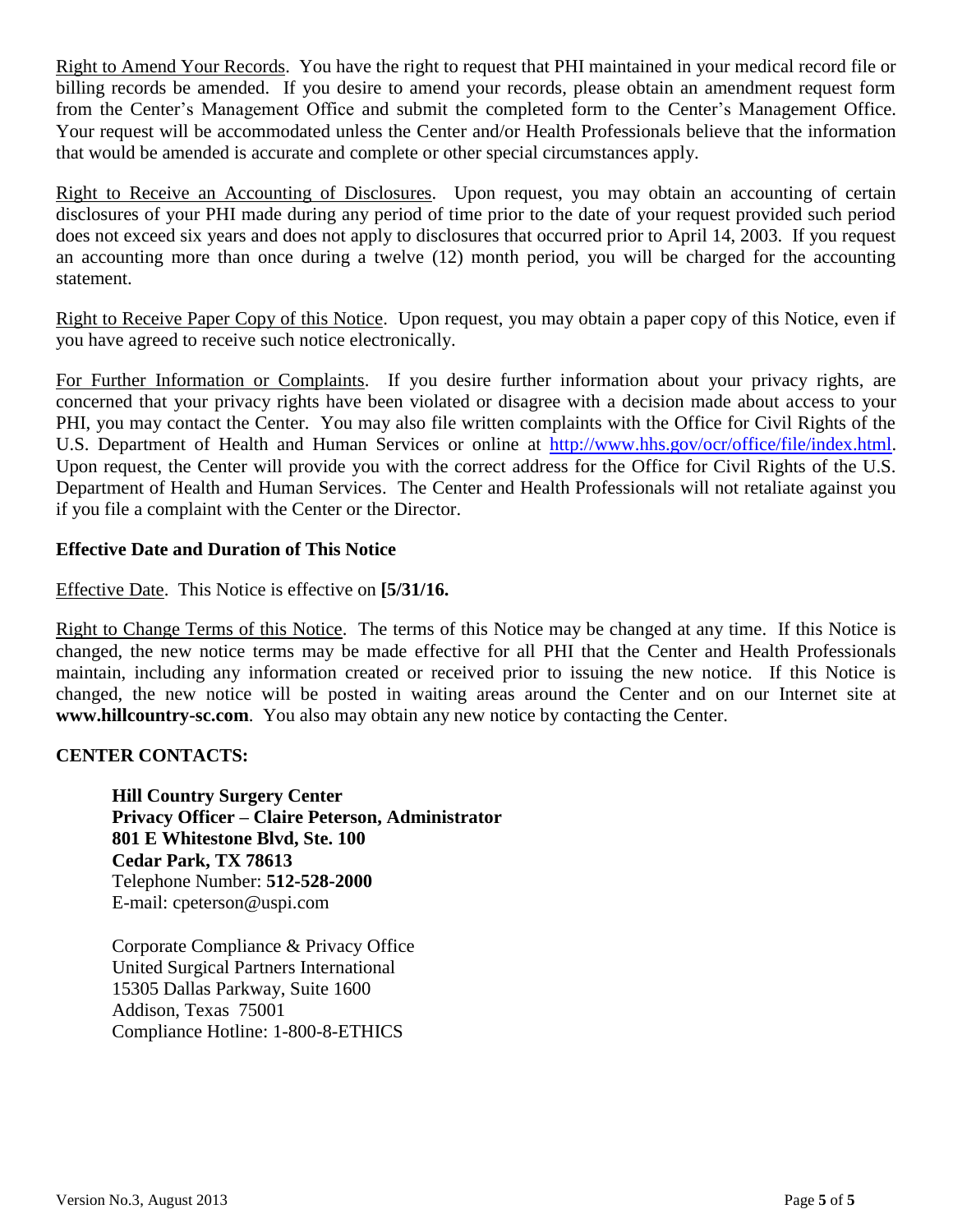Right to Amend Your Records. You have the right to request that PHI maintained in your medical record file or billing records be amended. If you desire to amend your records, please obtain an amendment request form from the Center's Management Office and submit the completed form to the Center's Management Office. Your request will be accommodated unless the Center and/or Health Professionals believe that the information that would be amended is accurate and complete or other special circumstances apply.

Right to Receive an Accounting of Disclosures. Upon request, you may obtain an accounting of certain disclosures of your PHI made during any period of time prior to the date of your request provided such period does not exceed six years and does not apply to disclosures that occurred prior to April 14, 2003. If you request an accounting more than once during a twelve (12) month period, you will be charged for the accounting statement.

Right to Receive Paper Copy of this Notice. Upon request, you may obtain a paper copy of this Notice, even if you have agreed to receive such notice electronically.

For Further Information or Complaints. If you desire further information about your privacy rights, are concerned that your privacy rights have been violated or disagree with a decision made about access to your PHI, you may contact the Center. You may also file written complaints with the Office for Civil Rights of the U.S. Department of Health and Human Services or online at [http://www.hhs.gov/ocr/office/file/index.html](http://www.hhs.gov/ocr/office/file/index.html). Upon request, the Center will provide you with the correct address for the Office for Civil Rights of the U.S. Department of Health and Human Services. The Center and Health Professionals will not retaliate against you if you file a complaint with the Center or the Director.

**Effective Date and Duration of This Notice**

Effective Date. This Notice is effective on **[5/31/16.**

Right to Change Terms of this Notice. The terms of this Notice may be changed at any time. If this Notice is changed, the new notice terms may be made effective for all PHI that the Center and Health Professionals maintain, including any information created or received prior to issuing the new notice. If this Notice is changed, the new notice will be posted in waiting areas around the Center and on our Internet site at **www.hillcountry-sc.com**. You also may obtain any new notice by contacting the Center.

**CENTER CONTACTS:**

**Hill Country Surgery Center**
**Privacy Officer – Claire Peterson, Administrator**
**801 E Whitestone Blvd, Ste. 100**
**Cedar Park, TX 78613**
Telephone Number: **512-528-2000**
E-mail: cpeterson@uspi.com

Corporate Compliance & Privacy Office
United Surgical Partners International
15305 Dallas Parkway, Suite 1600
Addison, Texas 75001
Compliance Hotline: 1-800-8-ETHICS

Version No.3, August 2013